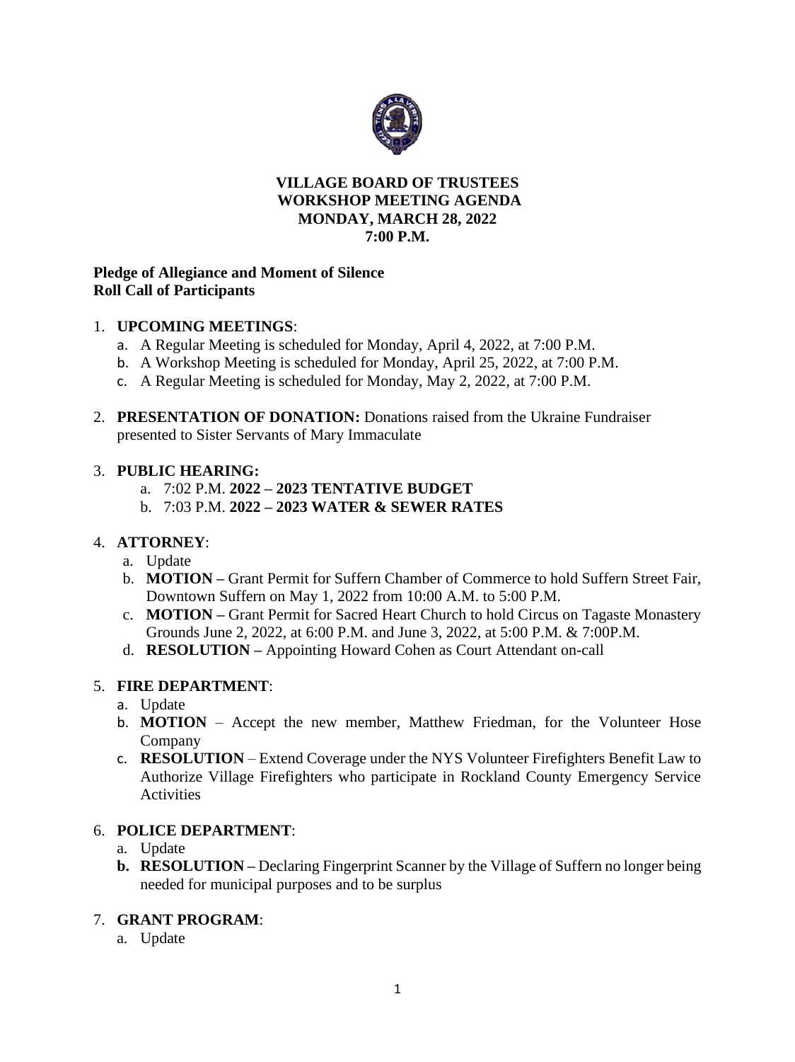# VILLAGE BOARD OF TRUSTEES
## WORKSHOP MEETING AGENDA
## MONDAY, MARCH 28, 2022
## 7:00 P.M.

**Pledge of Allegiance and Moment of Silence**
**Roll Call of Participants**

1. **UPCOMING MEETINGS**:
   a. A Regular Meeting is scheduled for Monday, April 4, 2022, at 7:00 P.M.
   b. A Workshop Meeting is scheduled for Monday, April 25, 2022, at 7:00 P.M.
   c. A Regular Meeting is scheduled for Monday, May 2, 2022, at 7:00 P.M.

2. **PRESENTATION OF DONATION:** Donations raised from the Ukraine Fundraiser presented to Sister Servants of Mary Immaculate

3. **PUBLIC HEARING:**
   a. 7:02 P.M. **2022 – 2023 TENTATIVE BUDGET**
   b. 7:03 P.M. **2022 – 2023 WATER & SEWER RATES**

4. **ATTORNEY**:
   a. Update
   b. **MOTION –** Grant Permit for Suffern Chamber of Commerce to hold Suffern Street Fair, Downtown Suffern on May 1, 2022 from 10:00 A.M. to 5:00 P.M.
   c. **MOTION –** Grant Permit for Sacred Heart Church to hold Circus on Tagaste Monastery Grounds June 2, 2022, at 6:00 P.M. and June 3, 2022, at 5:00 P.M. & 7:00P.M.
   d. **RESOLUTION –** Appointing Howard Cohen as Court Attendant on-call

5. **FIRE DEPARTMENT**:
   a. Update
   b. **MOTION** – Accept the new member, Matthew Friedman, for the Volunteer Hose Company
   c. **RESOLUTION** – Extend Coverage under the NYS Volunteer Firefighters Benefit Law to Authorize Village Firefighters who participate in Rockland County Emergency Service Activities

6. **POLICE DEPARTMENT**:
   a. Update
   **b. RESOLUTION –** Declaring Fingerprint Scanner by the Village of Suffern no longer being needed for municipal purposes and to be surplus

7. **GRANT PROGRAM**:
   a. Update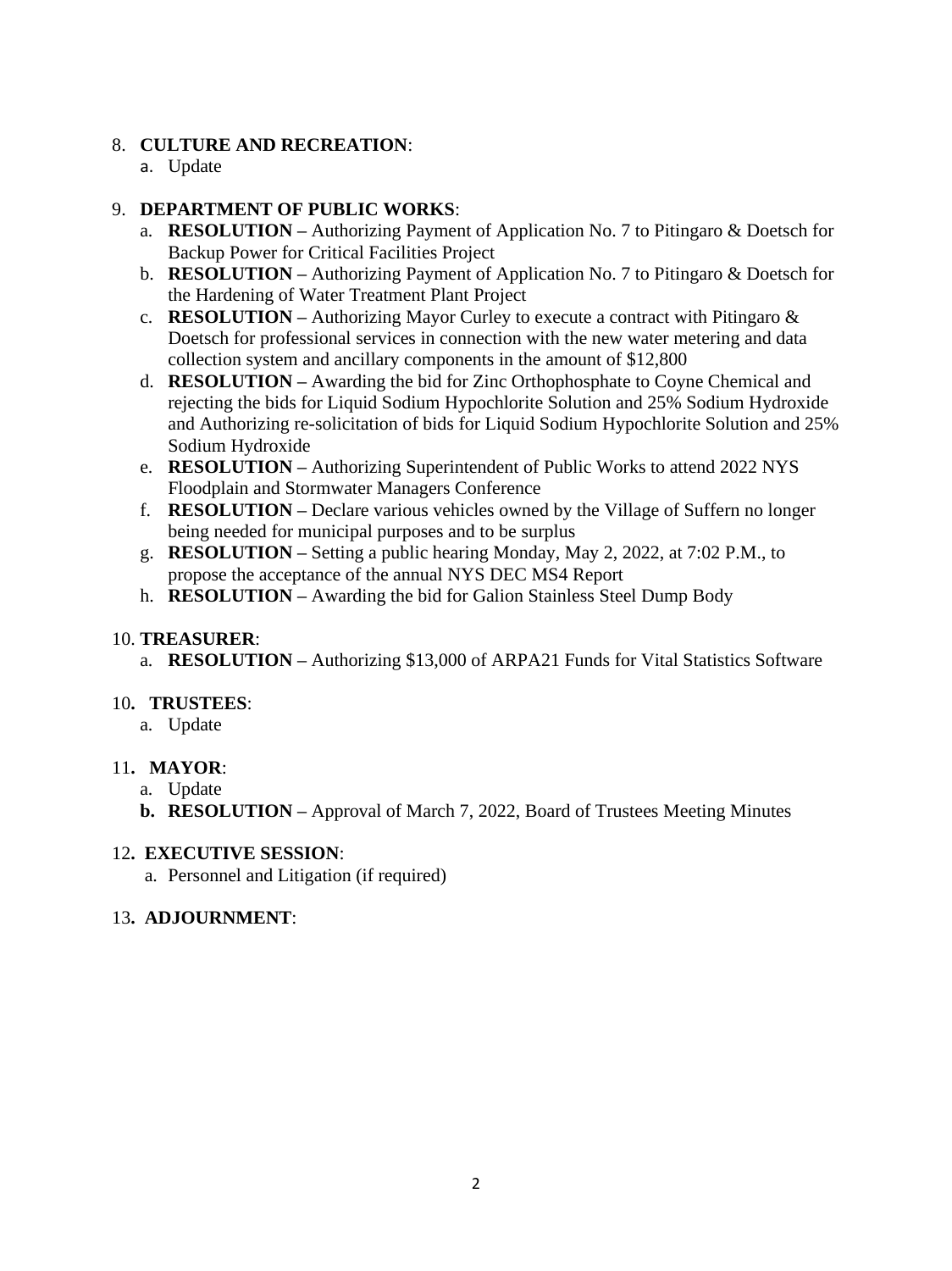8. **CULTURE AND RECREATION**:
   a. Update

9. **DEPARTMENT OF PUBLIC WORKS**:
   a. **RESOLUTION –** Authorizing Payment of Application No. 7 to Pitingaro & Doetsch for Backup Power for Critical Facilities Project
   b. **RESOLUTION –** Authorizing Payment of Application No. 7 to Pitingaro & Doetsch for the Hardening of Water Treatment Plant Project
   c. **RESOLUTION –** Authorizing Mayor Curley to execute a contract with Pitingaro & Doetsch for professional services in connection with the new water metering and data collection system and ancillary components in the amount of $12,800
   d. **RESOLUTION –** Awarding the bid for Zinc Orthophosphate to Coyne Chemical and rejecting the bids for Liquid Sodium Hypochlorite Solution and 25% Sodium Hydroxide and Authorizing re-solicitation of bids for Liquid Sodium Hypochlorite Solution and 25% Sodium Hydroxide
   e. **RESOLUTION –** Authorizing Superintendent of Public Works to attend 2022 NYS Floodplain and Stormwater Managers Conference
   f. **RESOLUTION –** Declare various vehicles owned by the Village of Suffern no longer being needed for municipal purposes and to be surplus
   g. **RESOLUTION –** Setting a public hearing Monday, May 2, 2022, at 7:02 P.M., to propose the acceptance of the annual NYS DEC MS4 Report
   h. **RESOLUTION –** Awarding the bid for Galion Stainless Steel Dump Body

10. **TREASURER**:
    a. **RESOLUTION –** Authorizing $13,000 of ARPA21 Funds for Vital Statistics Software

10**. TRUSTEES**:
    a. Update

11**. MAYOR**:
    a. Update
    **b. RESOLUTION –** Approval of March 7, 2022, Board of Trustees Meeting Minutes

12**. EXECUTIVE SESSION**:
    a. Personnel and Litigation (if required)

13**. ADJOURNMENT**: